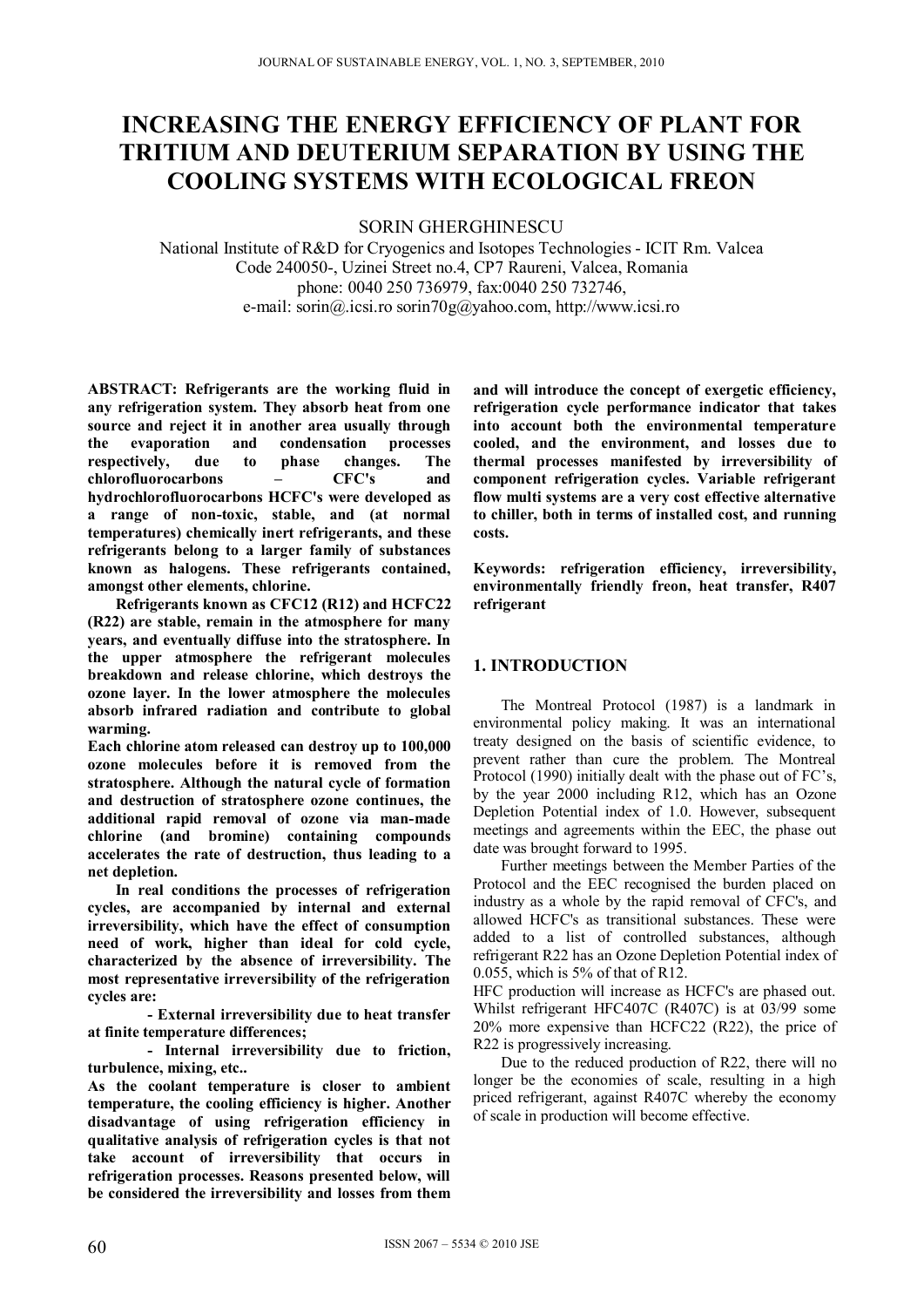# INCREASING THE ENERGY EFFICIENCY OF PLANT FOR TRITIUM AND DEUTERIUM SEPARATION BY USING THE COOLING SYSTEMS WITH ECOLOGICAL FREON

SORIN GHERGHINESCU

National Institute of R&D for Cryogenics and Isotopes Technologies - ICIT Rm. Valcea
Code 240050-, Uzinei Street no.4, CP7 Raureni, Valcea, Romania
phone: 0040 250 736979, fax:0040 250 732746,
e-mail: sorin@.icsi.ro sorin70g@yahoo.com, http://www.icsi.ro

**ABSTRACT: Refrigerants are the working fluid in any refrigeration system. They absorb heat from one source and reject it in another area usually through the evaporation and condensation processes respectively, due to phase changes. The chlorofluorocarbons – CFC's and hydrochlorofluorocarbons HCFC's were developed as a range of non-toxic, stable, and (at normal temperatures) chemically inert refrigerants, and these refrigerants belong to a larger family of substances known as halogens. These refrigerants contained, amongst other elements, chlorine.**

**Refrigerants known as CFC12 (R12) and HCFC22 (R22) are stable, remain in the atmosphere for many years, and eventually diffuse into the stratosphere. In the upper atmosphere the refrigerant molecules breakdown and release chlorine, which destroys the ozone layer. In the lower atmosphere the molecules absorb infrared radiation and contribute to global warming.**

**Each chlorine atom released can destroy up to 100,000 ozone molecules before it is removed from the stratosphere. Although the natural cycle of formation and destruction of stratosphere ozone continues, the additional rapid removal of ozone via man-made chlorine (and bromine) containing compounds accelerates the rate of destruction, thus leading to a net depletion.**

**In real conditions the processes of refrigeration cycles, are accompanied by internal and external irreversibility, which have the effect of consumption need of work, higher than ideal for cold cycle, characterized by the absence of irreversibility. The most representative irreversibility of the refrigeration cycles are:**

**- External irreversibility due to heat transfer at finite temperature differences;**

**- Internal irreversibility due to friction, turbulence, mixing, etc..**

**As the coolant temperature is closer to ambient temperature, the cooling efficiency is higher. Another disadvantage of using refrigeration efficiency in qualitative analysis of refrigeration cycles is that not take account of irreversibility that occurs in refrigeration processes. Reasons presented below, will be considered the irreversibility and losses from them and will introduce the concept of exergetic efficiency, refrigeration cycle performance indicator that takes into account both the environmental temperature cooled, and the environment, and losses due to thermal processes manifested by irreversibility of component refrigeration cycles. Variable refrigerant flow multi systems are a very cost effective alternative to chiller, both in terms of installed cost, and running costs.**

**Keywords: refrigeration efficiency, irreversibility, environmentally friendly freon, heat transfer, R407 refrigerant**

## 1. INTRODUCTION

The Montreal Protocol (1987) is a landmark in environmental policy making. It was an international treaty designed on the basis of scientific evidence, to prevent rather than cure the problem. The Montreal Protocol (1990) initially dealt with the phase out of FC's, by the year 2000 including R12, which has an Ozone Depletion Potential index of 1.0. However, subsequent meetings and agreements within the EEC, the phase out date was brought forward to 1995.

Further meetings between the Member Parties of the Protocol and the EEC recognised the burden placed on industry as a whole by the rapid removal of CFC's, and allowed HCFC's as transitional substances. These were added to a list of controlled substances, although refrigerant R22 has an Ozone Depletion Potential index of 0.055, which is 5% of that of R12.

HFC production will increase as HCFC's are phased out. Whilst refrigerant HFC407C (R407C) is at 03/99 some 20% more expensive than HCFC22 (R22), the price of R22 is progressively increasing.

Due to the reduced production of R22, there will no longer be the economies of scale, resulting in a high priced refrigerant, against R407C whereby the economy of scale in production will become effective.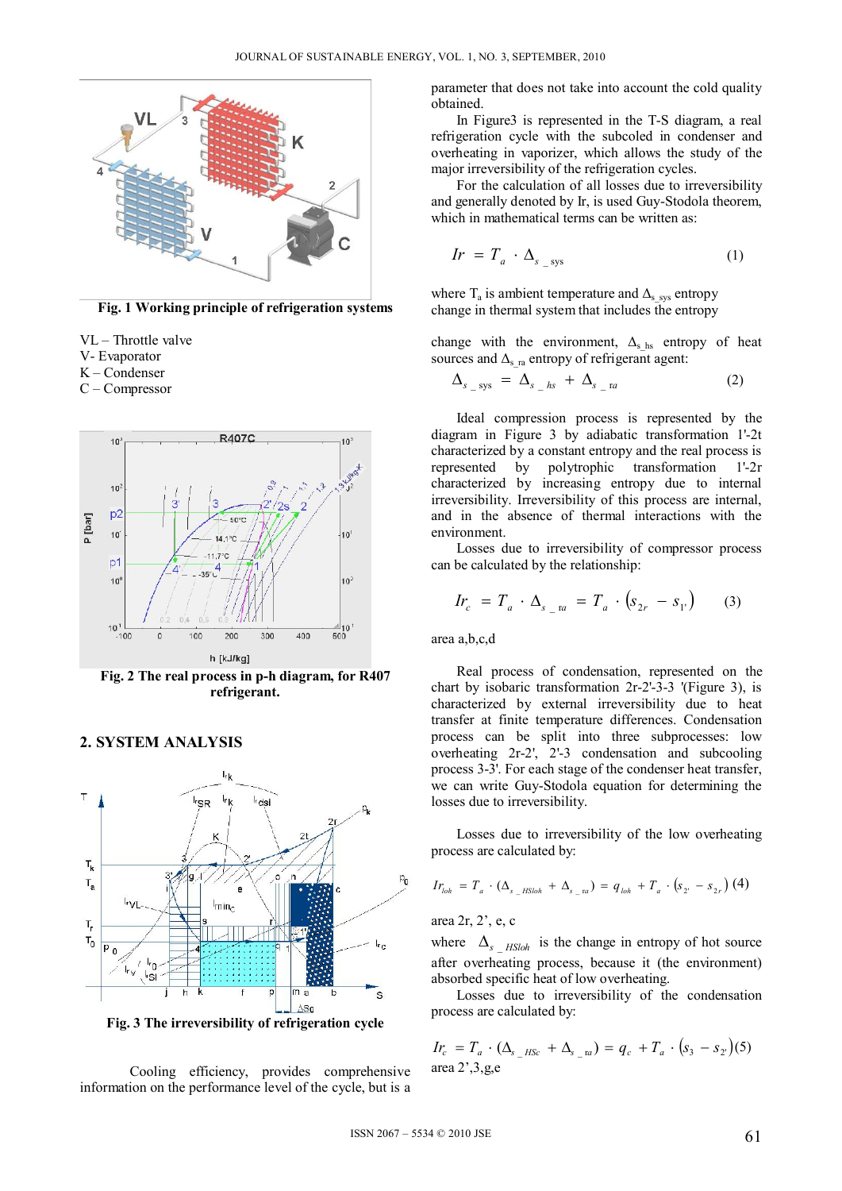**Fig. 1 Working principle of refrigeration systems**

VL – Throttle valve
V- Evaporator
K – Condenser
C – Compressor

**Fig. 2 The real process in p-h diagram, for R407 refrigerant.**

## 2. SYSTEM ANALYSIS

**Fig. 3 The irreversibility of refrigeration cycle**

Cooling efficiency, provides comprehensive information on the performance level of the cycle, but is a parameter that does not take into account the cold quality obtained.

In Figure3 is represented in the T-S diagram, a real refrigeration cycle with the subcoled in condenser and overheating in vaporizer, which allows the study of the major irreversibility of the refrigeration cycles.

For the calculation of all losses due to irreversibility and generally denoted by Ir, is used Guy-Stodola theorem, which in mathematical terms can be written as:

$$Ir = T_a \cdot \Delta_{s\_sys} \quad (1)$$

where $T_a$ is ambient temperature and $\Delta_{s\_sys}$ entropy change in thermal system that includes the entropy

change with the environment, $\Delta_{s\_hs}$ entropy of heat sources and $\Delta_{s\_ra}$ entropy of refrigerant agent:

$$\Delta_{s\_sys} = \Delta_{s\_hs} + \Delta_{s\_ra} \quad (2)$$

Ideal compression process is represented by the diagram in Figure 3 by adiabatic transformation 1'-2t characterized by a constant entropy and the real process is represented by polytrophic transformation 1'-2r characterized by increasing entropy due to internal irreversibility. Irreversibility of this process are internal, and in the absence of thermal interactions with the environment.

Losses due to irreversibility of compressor process can be calculated by the relationship:

$$Ir_c = T_a \cdot \Delta_{s\_ra} = T_a \cdot (s_{2r} - s_{1'}) \quad (3)$$

area a,b,c,d

Real process of condensation, represented on the chart by isobaric transformation 2r-2'-3-3 '(Figure 3), is characterized by external irreversibility due to heat transfer at finite temperature differences. Condensation process can be split into three subprocesses: low overheating 2r-2', 2'-3 condensation and subcooling process 3-3'. For each stage of the condenser heat transfer, we can write Guy-Stodola equation for determining the losses due to irreversibility.

Losses due to irreversibility of the low overheating process are calculated by:

$$Ir_{loh} = T_a \cdot (\Delta_{s\_HSloh} + \Delta_{s\_ra}) = q_{loh} + T_a \cdot (s_{2'} - s_{2r}) \quad (4)$$

area 2r, 2', e, c

where $\Delta_{s\_HSloh}$ is the change in entropy of hot source after overheating process, because it (the environment) absorbed specific heat of low overheating.

Losses due to irreversibility of the condensation process are calculated by:

$$Ir_c = T_a \cdot (\Delta_{s\_HSc} + \Delta_{s\_ra}) = q_c + T_a \cdot (s_3 - s_{2'}) \quad (5)$$

area 2',3,g,e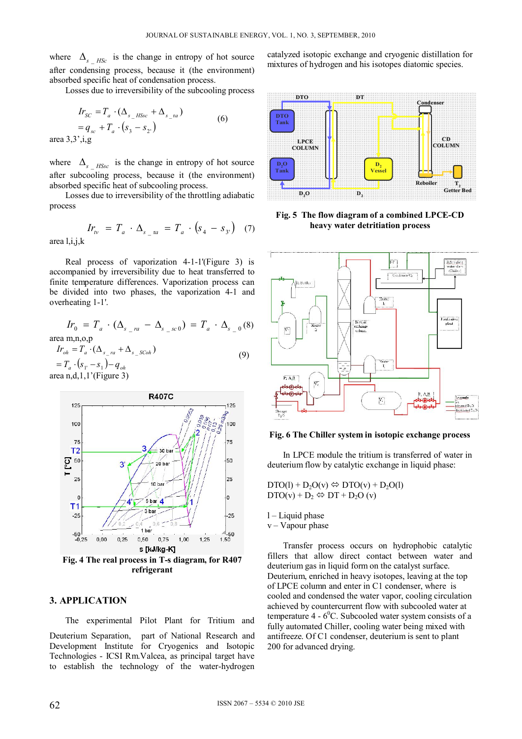where $\Delta_{s\_HSc}$ is the change in entropy of hot source after condensing process, because it (the environment) absorbed specific heat of condensation process.

Losses due to irreversibility of the subcooling process

$$Ir_{SC} = T_a \cdot (\Delta_{s\_HSsc} + \Delta_{s\_ra}) = q_{sc} + T_a \cdot (s_3 - s_{2'}) \quad (6)$$

area 3,3',i,g

where $\Delta_{s\_HSsc}$ is the change in entropy of hot source after subcooling process, because it (the environment) absorbed specific heat of subcooling process.

Losses due to irreversibility of the throttling adiabatic process

$$Ir_{tv} = T_a \cdot \Delta_{s\_ra} = T_a \cdot (s_4 - s_{3'}) \quad (7)$$

area l,i,j,k

Real process of vaporization 4-1-1'(Figure 3) is accompanied by irreversibility due to heat transferred to finite temperature differences. Vaporization process can be divided into two phases, the vaporization 4-1 and overheating 1-1'.

$$Ir_0 = T_a \cdot (\Delta_{s\_ra} - \Delta_{s\_sc0}) = T_a \cdot \Delta_{s\_0} \quad (8)$$

area m,n,o,p

$$Ir_{oh} = T_a \cdot (\Delta_{s\_ra} + \Delta_{s\_SCoh}) = T_a \cdot (s_{1'} - s_1) - q_{oh} \quad (9)$$

area n,d,1,1'(Figure 3)

Fig. 4 The real process in T-s diagram, for R407 refrigerant

## 3. APPLICATION

The experimental Pilot Plant for Tritium and Deuterium Separation, part of National Research and Development Institute for Cryogenics and Isotopic Technologies - ICSI Rm.Valcea, as principal target have to establish the technology of the water-hydrogen catalyzed isotopic exchange and cryogenic distillation for mixtures of hydrogen and his isotopes diatomic species.

Fig. 5 The flow diagram of a combined LPCE-CD heavy water detritiation process

Fig. 6 The Chiller system in isotopic exchange process

In LPCE module the tritium is transferred of water in deuterium flow by catalytic exchange in liquid phase:

$DTO(l) + D_2O(v) \Leftrightarrow DTO(v) + D_2O(l)$
$DTO(v) + D_2 \Leftrightarrow DT + D_2O\ (v)$

l – Liquid phase
v – Vapour phase

Transfer process occurs on hydrophobic catalytic fillers that allow direct contact between water and deuterium gas in liquid form on the catalyst surface. Deuterium, enriched in heavy isotopes, leaving at the top of LPCE column and enter in C1 condenser, where is cooled and condensed the water vapor, cooling circulation achieved by countercurrent flow with subcooled water at temperature 4 - 6$^0$C. Subcooled water system consists of a fully automated Chiller, cooling water being mixed with antifreeze. Of C1 condenser, deuterium is sent to plant 200 for advanced drying.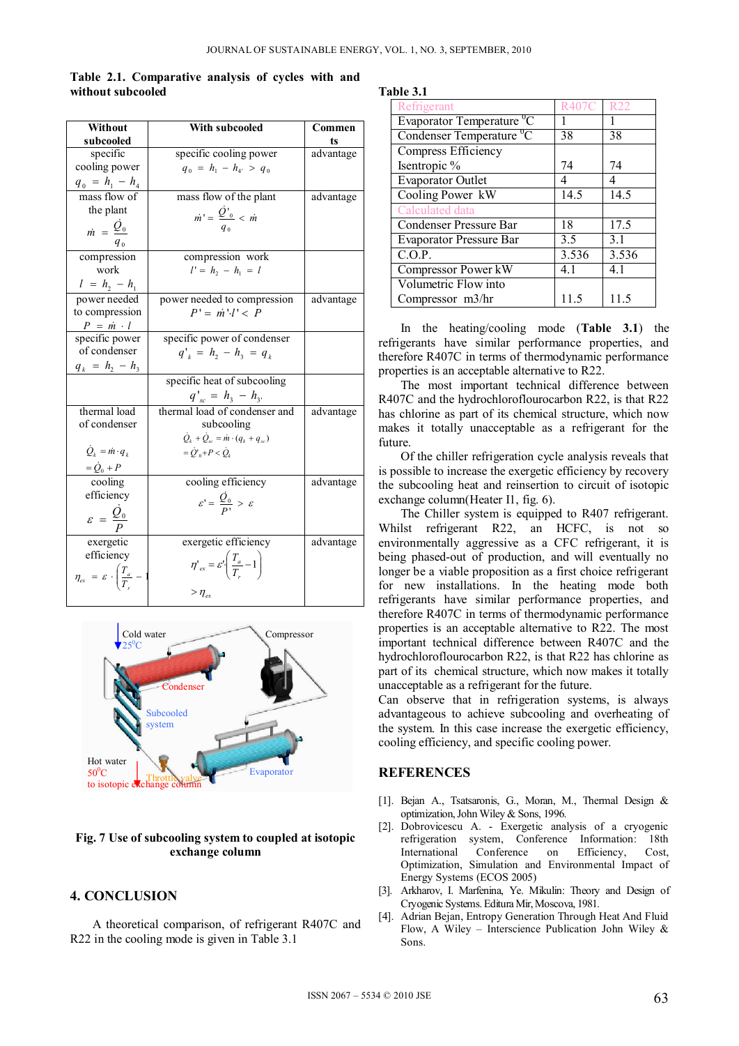**Table 2.1. Comparative analysis of cycles with and without subcooled**

| Without subcooled | With subcooled | Comments |
|---|---|---|
| specific cooling power $q_0 = h_1 - h_4$ | specific cooling power $q_0 = h_1 - h_{4'} > q_0$ | advantage |
| mass flow of the plant $\dot{m} = \frac{\dot{Q}_0}{q_0}$ | mass flow of the plant $\dot{m}' = \frac{\dot{Q}'_0}{q_0} < \dot{m}$ | advantage |
| compression work $l = h_2 - h_1$ | compression work $l' = h_2 - h_1 = l$ | |
| power needed to compression $P = \dot{m} \cdot l$ | power needed to compression $P' = \dot{m}' \cdot l' < P$ | advantage |
| specific power of condenser $q_k = h_2 - h_3$ | specific power of condenser $q'_k = h_2 - h_3 = q_k$ | |
| | specific heat of subcooling $q'_{sc} = h_3 - h_{3'}$ | |
| thermal load of condenser $\dot{Q}_k = \dot{m} \cdot q_k = \dot{Q}_0 + P$ | thermal load of condenser and subcooling $\dot{Q}_k + \dot{Q}_{sc} = \dot{m} \cdot (q_k + q_{sc}) = \dot{Q}'_0 + P < \dot{Q}_k$ | advantage |
| cooling efficiency $\varepsilon = \frac{\dot{Q}_0}{P}$ | cooling efficiency $\varepsilon' = \frac{\dot{Q}_0}{P'} > \varepsilon$ | advantage |
| exergetic efficiency $\eta_{ex} = \varepsilon \cdot \left(\frac{T_a}{T_r} - 1\right)$ | exergetic efficiency $\eta'_{ex} = \varepsilon' \left(\frac{T_a}{T_r} - 1\right) > \eta_{ex}$ | advantage |

Cold water
25°C
Compressor
Condenser
Subcooled system
Hot water
50°C
to isotopic exchange column
Throttle valve
Evaporator

**Fig. 7 Use of subcooling system to coupled at isotopic exchange column**

## 4. CONCLUSION

A theoretical comparison, of refrigerant R407C and R22 in the cooling mode is given in Table 3.1

**Table 3.1**

| Refrigerant | R407C | R22 |
|---|---|---|
| Evaporator Temperature °C | 1 | 1 |
| Condenser Temperature °C | 38 | 38 |
| Compress Efficiency Isentropic % | 74 | 74 |
| Evaporator Outlet | 4 | 4 |
| Cooling Power kW | 14.5 | 14.5 |
| Calculated data | | |
| Condenser Pressure Bar | 18 | 17.5 |
| Evaporator Pressure Bar | 3.5 | 3.1 |
| C.O.P. | 3.536 | 3.536 |
| Compressor Power kW | 4.1 | 4.1 |
| Volumetric Flow into Compressor m3/hr | 11.5 | 11.5 |

In the heating/cooling mode (**Table 3.1**) the refrigerants have similar performance properties, and therefore R407C in terms of thermodynamic performance properties is an acceptable alternative to R22.

The most important technical difference between R407C and the hydrochloroflourocarbon R22, is that R22 has chlorine as part of its chemical structure, which now makes it totally unacceptable as a refrigerant for the future.

Of the chiller refrigeration cycle analysis reveals that is possible to increase the exergetic efficiency by recovery the subcooling heat and reinsertion to circuit of isotopic exchange column(Heater I1, fig. 6).

The Chiller system is equipped to R407 refrigerant. Whilst refrigerant R22, an HCFC, is not so environmentally aggressive as a CFC refrigerant, it is being phased-out of production, and will eventually no longer be a viable proposition as a first choice refrigerant for new installations. In the heating mode both refrigerants have similar performance properties, and therefore R407C in terms of thermodynamic performance properties is an acceptable alternative to R22. The most important technical difference between R407C and the hydrochloroflourocarbon R22, is that R22 has chlorine as part of its chemical structure, which now makes it totally unacceptable as a refrigerant for the future.

Can observe that in refrigeration systems, is always advantageous to achieve subcooling and overheating of the system. In this case increase the exergetic efficiency, cooling efficiency, and specific cooling power.

## REFERENCES

[1]. Bejan A., Tsatsaronis, G., Moran, M., Thermal Design & optimization, John Wiley & Sons, 1996.

[2]. Dobrovicescu A. - Exergetic analysis of a cryogenic refrigeration system, Conference Information: 18th International Conference on Efficiency, Cost, Optimization, Simulation and Environmental Impact of Energy Systems (ECOS 2005)

[3]. Arkharov, I. Marfenina, Ye. Mikulin: Theory and Design of Cryogenic Systems. Editura Mir, Moscova, 1981.

[4]. Adrian Bejan, Entropy Generation Through Heat And Fluid Flow, A Wiley – Interscience Publication John Wiley & Sons.